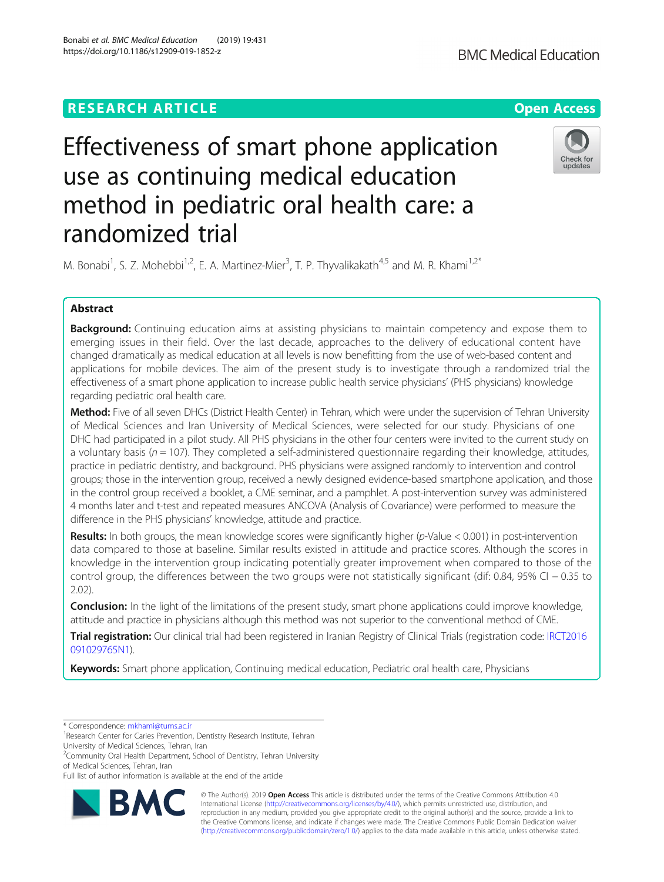RESEARCH ARTICLE

Open Access

# Effectiveness of smart phone application use as continuing medical education method in pediatric oral health care: a randomized trial

M. Bonabi[1], S. Z. Mohebbi[1,2], E. A. Martinez-Mier[3], T. P. Thyvalikakath[4,5] and M. R. Khami[1,2*]

## Abstract

**Background:** Continuing education aims at assisting physicians to maintain competency and expose them to emerging issues in their field. Over the last decade, approaches to the delivery of educational content have changed dramatically as medical education at all levels is now benefitting from the use of web-based content and applications for mobile devices. The aim of the present study is to investigate through a randomized trial the effectiveness of a smart phone application to increase public health service physicians' (PHS physicians) knowledge regarding pediatric oral health care.

**Method:** Five of all seven DHCs (District Health Center) in Tehran, which were under the supervision of Tehran University of Medical Sciences and Iran University of Medical Sciences, were selected for our study. Physicians of one DHC had participated in a pilot study. All PHS physicians in the other four centers were invited to the current study on a voluntary basis ($n = 107$). They completed a self-administered questionnaire regarding their knowledge, attitudes, practice in pediatric dentistry, and background. PHS physicians were assigned randomly to intervention and control groups; those in the intervention group, received a newly designed evidence-based smartphone application, and those in the control group received a booklet, a CME seminar, and a pamphlet. A post-intervention survey was administered 4 months later and t-test and repeated measures ANCOVA (Analysis of Covariance) were performed to measure the difference in the PHS physicians' knowledge, attitude and practice.

**Results:** In both groups, the mean knowledge scores were significantly higher (*p*-Value < 0.001) in post-intervention data compared to those at baseline. Similar results existed in attitude and practice scores. Although the scores in knowledge in the intervention group indicating potentially greater improvement when compared to those of the control group, the differences between the two groups were not statistically significant (dif: 0.84, 95% CI − 0.35 to 2.02).

**Conclusion:** In the light of the limitations of the present study, smart phone applications could improve knowledge, attitude and practice in physicians although this method was not superior to the conventional method of CME.

**Trial registration:** Our clinical trial had been registered in Iranian Registry of Clinical Trials (registration code: IRCT2016091029765N1).

**Keywords:** Smart phone application, Continuing medical education, Pediatric oral health care, Physicians

---

* Correspondence: mkhami@tums.ac.ir

[1]Research Center for Caries Prevention, Dentistry Research Institute, Tehran University of Medical Sciences, Tehran, Iran

[2]Community Oral Health Department, School of Dentistry, Tehran University of Medical Sciences, Tehran, Iran

Full list of author information is available at the end of the article

© The Author(s). 2019 **Open Access** This article is distributed under the terms of the Creative Commons Attribution 4.0 International License (http://creativecommons.org/licenses/by/4.0/), which permits unrestricted use, distribution, and reproduction in any medium, provided you give appropriate credit to the original author(s) and the source, provide a link to the Creative Commons license, and indicate if changes were made. The Creative Commons Public Domain Dedication waiver (http://creativecommons.org/publicdomain/zero/1.0/) applies to the data made available in this article, unless otherwise stated.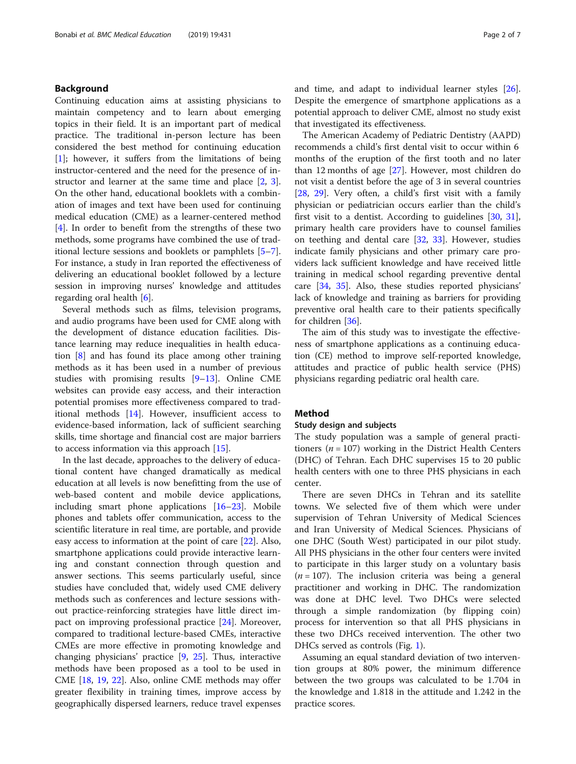## Background

Continuing education aims at assisting physicians to maintain competency and to learn about emerging topics in their field. It is an important part of medical practice. The traditional in-person lecture has been considered the best method for continuing education [1]; however, it suffers from the limitations of being instructor-centered and the need for the presence of instructor and learner at the same time and place [2, 3]. On the other hand, educational booklets with a combination of images and text have been used for continuing medical education (CME) as a learner-centered method [4]. In order to benefit from the strengths of these two methods, some programs have combined the use of traditional lecture sessions and booklets or pamphlets [5–7]. For instance, a study in Iran reported the effectiveness of delivering an educational booklet followed by a lecture session in improving nurses' knowledge and attitudes regarding oral health [6].

Several methods such as films, television programs, and audio programs have been used for CME along with the development of distance education facilities. Distance learning may reduce inequalities in health education [8] and has found its place among other training methods as it has been used in a number of previous studies with promising results [9–13]. Online CME websites can provide easy access, and their interaction potential promises more effectiveness compared to traditional methods [14]. However, insufficient access to evidence-based information, lack of sufficient searching skills, time shortage and financial cost are major barriers to access information via this approach [15].

In the last decade, approaches to the delivery of educational content have changed dramatically as medical education at all levels is now benefitting from the use of web-based content and mobile device applications, including smart phone applications [16–23]. Mobile phones and tablets offer communication, access to the scientific literature in real time, are portable, and provide easy access to information at the point of care [22]. Also, smartphone applications could provide interactive learning and constant connection through question and answer sections. This seems particularly useful, since studies have concluded that, widely used CME delivery methods such as conferences and lecture sessions without practice-reinforcing strategies have little direct impact on improving professional practice [24]. Moreover, compared to traditional lecture-based CMEs, interactive CMEs are more effective in promoting knowledge and changing physicians' practice [9, 25]. Thus, interactive methods have been proposed as a tool to be used in CME [18, 19, 22]. Also, online CME methods may offer greater flexibility in training times, improve access by geographically dispersed learners, reduce travel expenses and time, and adapt to individual learner styles [26]. Despite the emergence of smartphone applications as a potential approach to deliver CME, almost no study exist that investigated its effectiveness.

The American Academy of Pediatric Dentistry (AAPD) recommends a child's first dental visit to occur within 6 months of the eruption of the first tooth and no later than 12 months of age [27]. However, most children do not visit a dentist before the age of 3 in several countries [28, 29]. Very often, a child's first visit with a family physician or pediatrician occurs earlier than the child's first visit to a dentist. According to guidelines [30, 31], primary health care providers have to counsel families on teething and dental care [32, 33]. However, studies indicate family physicians and other primary care providers lack sufficient knowledge and have received little training in medical school regarding preventive dental care [34, 35]. Also, these studies reported physicians' lack of knowledge and training as barriers for providing preventive oral health care to their patients specifically for children [36].

The aim of this study was to investigate the effectiveness of smartphone applications as a continuing education (CE) method to improve self-reported knowledge, attitudes and practice of public health service (PHS) physicians regarding pediatric oral health care.

## Method

### Study design and subjects

The study population was a sample of general practitioners ($n = 107$) working in the District Health Centers (DHC) of Tehran. Each DHC supervises 15 to 20 public health centers with one to three PHS physicians in each center.

There are seven DHCs in Tehran and its satellite towns. We selected five of them which were under supervision of Tehran University of Medical Sciences and Iran University of Medical Sciences. Physicians of one DHC (South West) participated in our pilot study. All PHS physicians in the other four centers were invited to participate in this larger study on a voluntary basis ($n = 107$). The inclusion criteria was being a general practitioner and working in DHC. The randomization was done at DHC level. Two DHCs were selected through a simple randomization (by flipping coin) process for intervention so that all PHS physicians in these two DHCs received intervention. The other two DHCs served as controls (Fig. 1).

Assuming an equal standard deviation of two intervention groups at 80% power, the minimum difference between the two groups was calculated to be 1.704 in the knowledge and 1.818 in the attitude and 1.242 in the practice scores.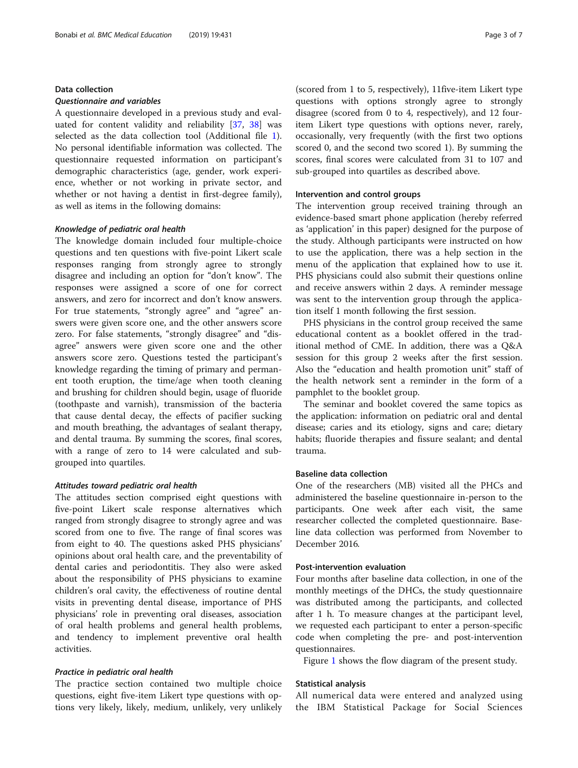## Data collection

### *Questionnaire and variables*

A questionnaire developed in a previous study and evaluated for content validity and reliability [37, 38] was selected as the data collection tool (Additional file 1). No personal identifiable information was collected. The questionnaire requested information on participant's demographic characteristics (age, gender, work experience, whether or not working in private sector, and whether or not having a dentist in first-degree family), as well as items in the following domains:

### *Knowledge of pediatric oral health*

The knowledge domain included four multiple-choice questions and ten questions with five-point Likert scale responses ranging from strongly agree to strongly disagree and including an option for "don't know". The responses were assigned a score of one for correct answers, and zero for incorrect and don't know answers. For true statements, "strongly agree" and "agree" answers were given score one, and the other answers score zero. For false statements, "strongly disagree" and "disagree" answers were given score one and the other answers score zero. Questions tested the participant's knowledge regarding the timing of primary and permanent tooth eruption, the time/age when tooth cleaning and brushing for children should begin, usage of fluoride (toothpaste and varnish), transmission of the bacteria that cause dental decay, the effects of pacifier sucking and mouth breathing, the advantages of sealant therapy, and dental trauma. By summing the scores, final scores, with a range of zero to 14 were calculated and subgrouped into quartiles.

### *Attitudes toward pediatric oral health*

The attitudes section comprised eight questions with five-point Likert scale response alternatives which ranged from strongly disagree to strongly agree and was scored from one to five. The range of final scores was from eight to 40. The questions asked PHS physicians' opinions about oral health care, and the preventability of dental caries and periodontitis. They also were asked about the responsibility of PHS physicians to examine children's oral cavity, the effectiveness of routine dental visits in preventing dental disease, importance of PHS physicians' role in preventing oral diseases, association of oral health problems and general health problems, and tendency to implement preventive oral health activities.

### *Practice in pediatric oral health*

The practice section contained two multiple choice questions, eight five-item Likert type questions with options very likely, likely, medium, unlikely, very unlikely (scored from 1 to 5, respectively), 11five-item Likert type questions with options strongly agree to strongly disagree (scored from 0 to 4, respectively), and 12 four-item Likert type questions with options never, rarely, occasionally, very frequently (with the first two options scored 0, and the second two scored 1). By summing the scores, final scores were calculated from 31 to 107 and sub-grouped into quartiles as described above.

## Intervention and control groups

The intervention group received training through an evidence-based smart phone application (hereby referred as 'application' in this paper) designed for the purpose of the study. Although participants were instructed on how to use the application, there was a help section in the menu of the application that explained how to use it. PHS physicians could also submit their questions online and receive answers within 2 days. A reminder message was sent to the intervention group through the application itself 1 month following the first session.

PHS physicians in the control group received the same educational content as a booklet offered in the traditional method of CME. In addition, there was a Q&A session for this group 2 weeks after the first session. Also the "education and health promotion unit" staff of the health network sent a reminder in the form of a pamphlet to the booklet group.

The seminar and booklet covered the same topics as the application: information on pediatric oral and dental disease; caries and its etiology, signs and care; dietary habits; fluoride therapies and fissure sealant; and dental trauma.

## Baseline data collection

One of the researchers (MB) visited all the PHCs and administered the baseline questionnaire in-person to the participants. One week after each visit, the same researcher collected the completed questionnaire. Baseline data collection was performed from November to December 2016.

## Post-intervention evaluation

Four months after baseline data collection, in one of the monthly meetings of the DHCs, the study questionnaire was distributed among the participants, and collected after 1 h. To measure changes at the participant level, we requested each participant to enter a person-specific code when completing the pre- and post-intervention questionnaires.

Figure 1 shows the flow diagram of the present study.

## Statistical analysis

All numerical data were entered and analyzed using the IBM Statistical Package for Social Sciences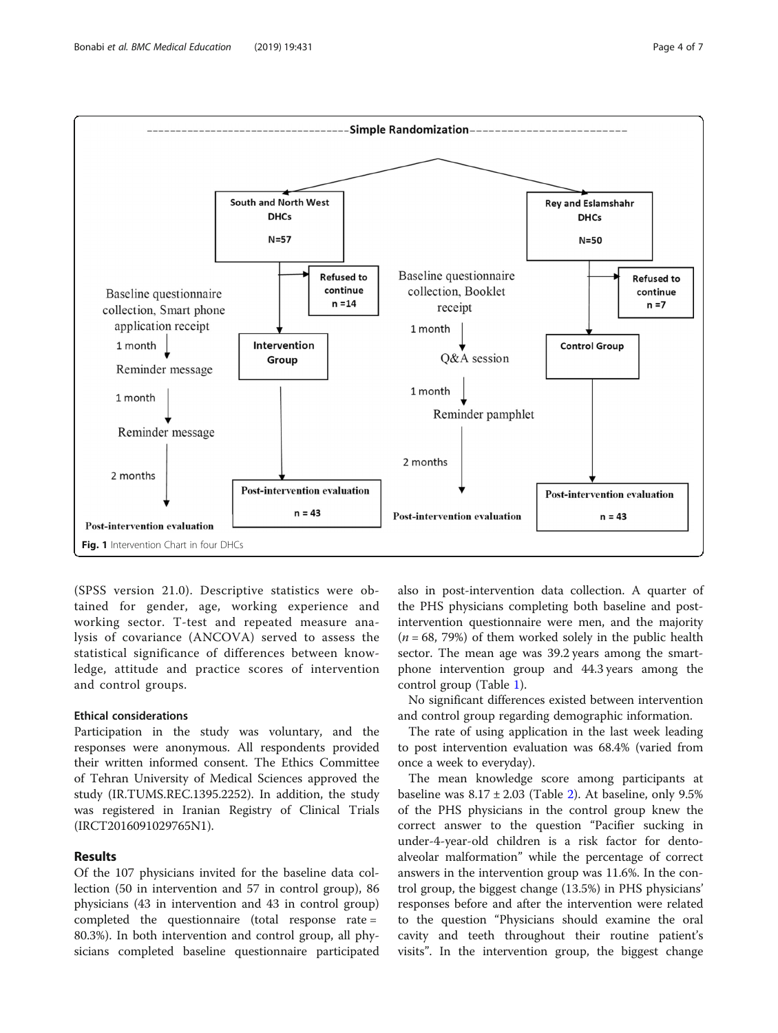**Fig. 1** Intervention Chart in four DHCs

(SPSS version 21.0). Descriptive statistics were obtained for gender, age, working experience and working sector. T-test and repeated measure analysis of covariance (ANCOVA) served to assess the statistical significance of differences between knowledge, attitude and practice scores of intervention and control groups.

### Ethical considerations

Participation in the study was voluntary, and the responses were anonymous. All respondents provided their written informed consent. The Ethics Committee of Tehran University of Medical Sciences approved the study (IR.TUMS.REC.1395.2252). In addition, the study was registered in Iranian Registry of Clinical Trials (IRCT2016091029765N1).

## Results

Of the 107 physicians invited for the baseline data collection (50 in intervention and 57 in control group), 86 physicians (43 in intervention and 43 in control group) completed the questionnaire (total response rate = 80.3%). In both intervention and control group, all physicians completed baseline questionnaire participated also in post-intervention data collection. A quarter of the PHS physicians completing both baseline and post-intervention questionnaire were men, and the majority ($n = 68$, 79%) of them worked solely in the public health sector. The mean age was 39.2 years among the smartphone intervention group and 44.3 years among the control group (Table 1).

No significant differences existed between intervention and control group regarding demographic information.

The rate of using application in the last week leading to post intervention evaluation was 68.4% (varied from once a week to everyday).

The mean knowledge score among participants at baseline was $8.17 \pm 2.03$ (Table 2). At baseline, only 9.5% of the PHS physicians in the control group knew the correct answer to the question "Pacifier sucking in under-4-year-old children is a risk factor for dento-alveolar malformation" while the percentage of correct answers in the intervention group was 11.6%. In the control group, the biggest change (13.5%) in PHS physicians' responses before and after the intervention were related to the question "Physicians should examine the oral cavity and teeth throughout their routine patient's visits". In the intervention group, the biggest change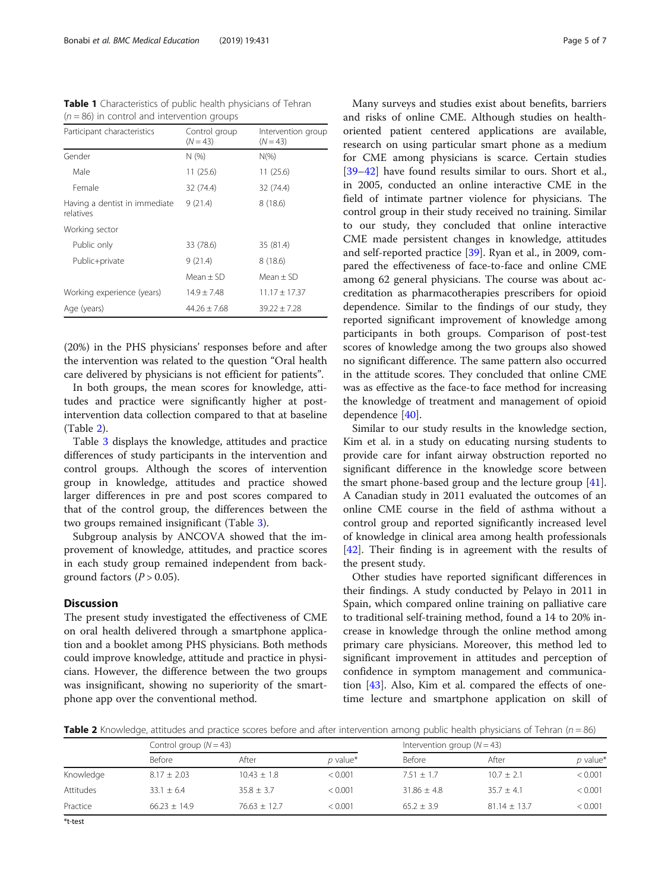**Table 1** Characteristics of public health physicians of Tehran ($n = 86$) in control and intervention groups

| Participant characteristics | Control group ($N = 43$) | Intervention group ($N = 43$) |
|---|---|---|
| Gender | N (%) | N(%) |
| Male | 11 (25.6) | 11 (25.6) |
| Female | 32 (74.4) | 32 (74.4) |
| Having a dentist in immediate relatives | 9 (21.4) | 8 (18.6) |
| Working sector | | |
| Public only | 33 (78.6) | 35 (81.4) |
| Public+private | 9 (21.4) | 8 (18.6) |
| | Mean ± SD | Mean ± SD |
| Working experience (years) | 14.9 ± 7.48 | 11.17 ± 17.37 |
| Age (years) | 44.26 ± 7.68 | 39.22 ± 7.28 |

(20%) in the PHS physicians' responses before and after the intervention was related to the question "Oral health care delivered by physicians is not efficient for patients".

In both groups, the mean scores for knowledge, attitudes and practice were significantly higher at post-intervention data collection compared to that at baseline (Table 2).

Table 3 displays the knowledge, attitudes and practice differences of study participants in the intervention and control groups. Although the scores of intervention group in knowledge, attitudes and practice showed larger differences in pre and post scores compared to that of the control group, the differences between the two groups remained insignificant (Table 3).

Subgroup analysis by ANCOVA showed that the improvement of knowledge, attitudes, and practice scores in each study group remained independent from background factors ($P > 0.05$).

## Discussion

The present study investigated the effectiveness of CME on oral health delivered through a smartphone application and a booklet among PHS physicians. Both methods could improve knowledge, attitude and practice in physicians. However, the difference between the two groups was insignificant, showing no superiority of the smartphone app over the conventional method.

Many surveys and studies exist about benefits, barriers and risks of online CME. Although studies on health-oriented patient centered applications are available, research on using particular smart phone as a medium for CME among physicians is scarce. Certain studies [39–42] have found results similar to ours. Short et al., in 2005, conducted an online interactive CME in the field of intimate partner violence for physicians. The control group in their study received no training. Similar to our study, they concluded that online interactive CME made persistent changes in knowledge, attitudes and self-reported practice [39]. Ryan et al., in 2009, compared the effectiveness of face-to-face and online CME among 62 general physicians. The course was about accreditation as pharmacotherapies prescribers for opioid dependence. Similar to the findings of our study, they reported significant improvement of knowledge among participants in both groups. Comparison of post-test scores of knowledge among the two groups also showed no significant difference. The same pattern also occurred in the attitude scores. They concluded that online CME was as effective as the face-to face method for increasing the knowledge of treatment and management of opioid dependence [40].

Similar to our study results in the knowledge section, Kim et al. in a study on educating nursing students to provide care for infant airway obstruction reported no significant difference in the knowledge score between the smart phone-based group and the lecture group [41]. A Canadian study in 2011 evaluated the outcomes of an online CME course in the field of asthma without a control group and reported significantly increased level of knowledge in clinical area among health professionals [42]. Their finding is in agreement with the results of the present study.

Other studies have reported significant differences in their findings. A study conducted by Pelayo in 2011 in Spain, which compared online training on palliative care to traditional self-training method, found a 14 to 20% increase in knowledge through the online method among primary care physicians. Moreover, this method led to significant improvement in attitudes and perception of confidence in symptom management and communication [43]. Also, Kim et al. compared the effects of one-time lecture and smartphone application on skill of

**Table 2** Knowledge, attitudes and practice scores before and after intervention among public health physicians of Tehran ($n = 86$)

| | Control group ($N = 43$) | | | Intervention group ($N = 43$) | | |
|---|---|---|---|---|---|---|
| | Before | After | *p* value* | Before | After | *p* value* |
| Knowledge | 8.17 ± 2.03 | 10.43 ± 1.8 | < 0.001 | 7.51 ± 1.7 | 10.7 ± 2.1 | < 0.001 |
| Attitudes | 33.1 ± 6.4 | 35.8 ± 3.7 | < 0.001 | 31.86 ± 4.8 | 35.7 ± 4.1 | < 0.001 |
| Practice | 66.23 ± 14.9 | 76.63 ± 12.7 | < 0.001 | 65.2 ± 3.9 | 81.14 ± 13.7 | < 0.001 |

*t-test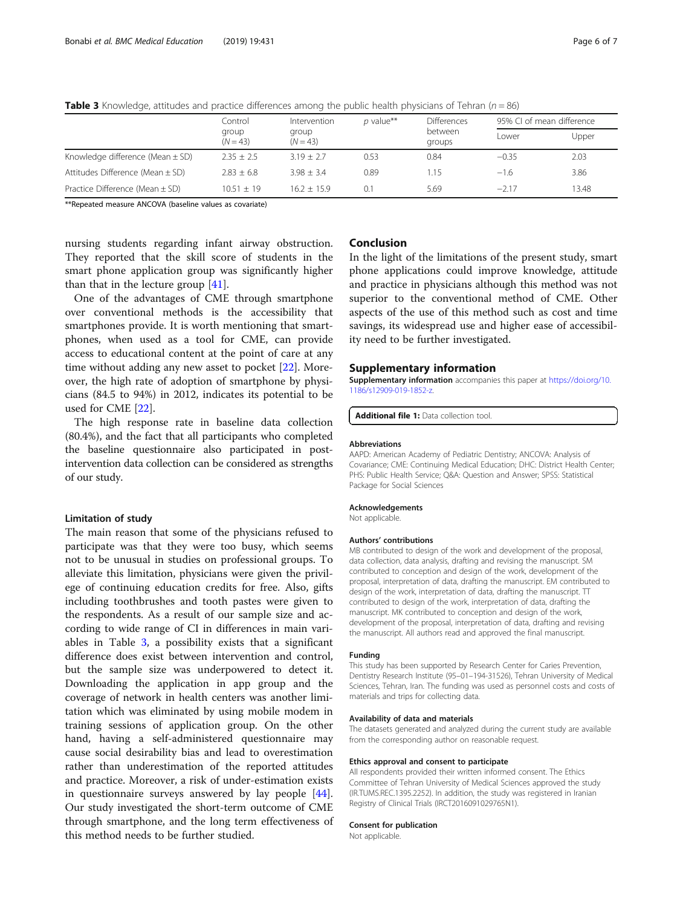**Table 3** Knowledge, attitudes and practice differences among the public health physicians of Tehran ($n = 86$)

| | Control group ($N = 43$) | Intervention group ($N = 43$) | $p$ value** | Differences between groups | 95% CI of mean difference | |
|---|---|---|---|---|---|---|
| | | | | | Lower | Upper |
| Knowledge difference (Mean ± SD) | 2.35 ± 2.5 | 3.19 ± 2.7 | 0.53 | 0.84 | −0.35 | 2.03 |
| Attitudes Difference (Mean ± SD) | 2.83 ± 6.8 | 3.98 ± 3.4 | 0.89 | 1.15 | −1.6 | 3.86 |
| Practice Difference (Mean ± SD) | 10.51 ± 19 | 16.2 ± 15.9 | 0.1 | 5.69 | −2.17 | 13.48 |

**Repeated measure ANCOVA (baseline values as covariate)

nursing students regarding infant airway obstruction. They reported that the skill score of students in the smart phone application group was significantly higher than that in the lecture group [41].

One of the advantages of CME through smartphone over conventional methods is the accessibility that smartphones provide. It is worth mentioning that smartphones, when used as a tool for CME, can provide access to educational content at the point of care at any time without adding any new asset to pocket [22]. Moreover, the high rate of adoption of smartphone by physicians (84.5 to 94%) in 2012, indicates its potential to be used for CME [22].

The high response rate in baseline data collection (80.4%), and the fact that all participants who completed the baseline questionnaire also participated in post-intervention data collection can be considered as strengths of our study.

### Limitation of study

The main reason that some of the physicians refused to participate was that they were too busy, which seems not to be unusual in studies on professional groups. To alleviate this limitation, physicians were given the privilege of continuing education credits for free. Also, gifts including toothbrushes and tooth pastes were given to the respondents. As a result of our sample size and according to wide range of CI in differences in main variables in Table 3, a possibility exists that a significant difference does exist between intervention and control, but the sample size was underpowered to detect it. Downloading the application in app group and the coverage of network in health centers was another limitation which was eliminated by using mobile modem in training sessions of application group. On the other hand, having a self-administered questionnaire may cause social desirability bias and lead to overestimation rather than underestimation of the reported attitudes and practice. Moreover, a risk of under-estimation exists in questionnaire surveys answered by lay people [44]. Our study investigated the short-term outcome of CME through smartphone, and the long term effectiveness of this method needs to be further studied.

## Conclusion

In the light of the limitations of the present study, smart phone applications could improve knowledge, attitude and practice in physicians although this method was not superior to the conventional method of CME. Other aspects of the use of this method such as cost and time savings, its widespread use and higher ease of accessibility need to be further investigated.

## Supplementary information

**Supplementary information** accompanies this paper at https://doi.org/10.1186/s12909-019-1852-z.

**Additional file 1:** Data collection tool.

#### Abbreviations

AAPD: American Academy of Pediatric Dentistry; ANCOVA: Analysis of Covariance; CME: Continuing Medical Education; DHC: District Health Center; PHS: Public Health Service; Q&A: Question and Answer; SPSS: Statistical Package for Social Sciences

#### Acknowledgements

Not applicable.

#### Authors' contributions

MB contributed to design of the work and development of the proposal, data collection, data analysis, drafting and revising the manuscript. SM contributed to conception and design of the work, development of the proposal, interpretation of data, drafting the manuscript. EM contributed to design of the work, interpretation of data, drafting the manuscript. TT contributed to design of the work, interpretation of data, drafting the manuscript. MK contributed to conception and design of the work, development of the proposal, interpretation of data, drafting and revising the manuscript. All authors read and approved the final manuscript.

#### Funding

This study has been supported by Research Center for Caries Prevention, Dentistry Research Institute (95–01–194-31526), Tehran University of Medical Sciences, Tehran, Iran. The funding was used as personnel costs and costs of materials and trips for collecting data.

#### Availability of data and materials

The datasets generated and analyzed during the current study are available from the corresponding author on reasonable request.

#### Ethics approval and consent to participate

All respondents provided their written informed consent. The Ethics Committee of Tehran University of Medical Sciences approved the study (IR.TUMS.REC.1395.2252). In addition, the study was registered in Iranian Registry of Clinical Trials (IRCT2016091029765N1).

#### Consent for publication

Not applicable.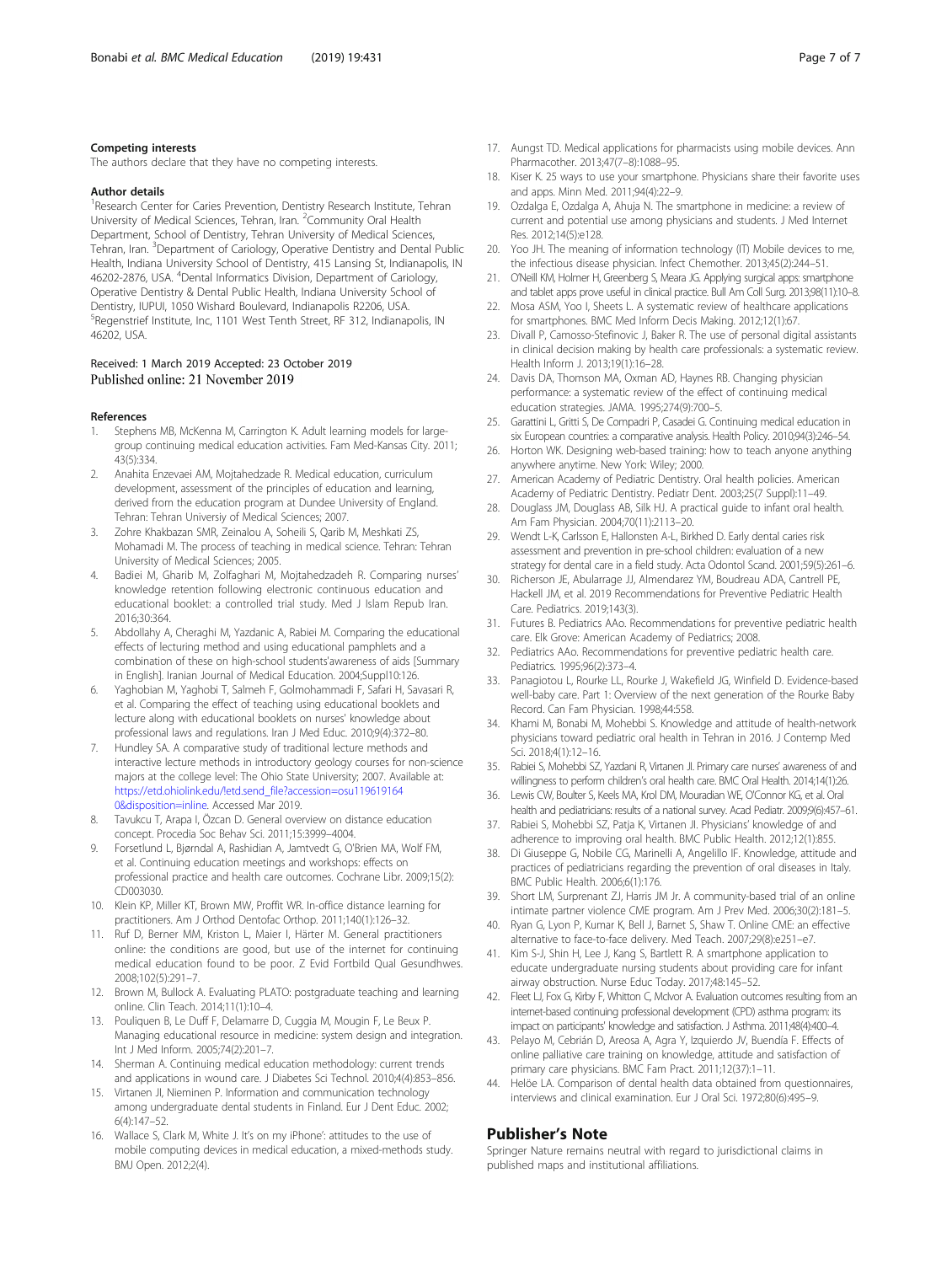#### Competing interests

The authors declare that they have no competing interests.

#### Author details

[1]Research Center for Caries Prevention, Dentistry Research Institute, Tehran University of Medical Sciences, Tehran, Iran. [2]Community Oral Health Department, School of Dentistry, Tehran University of Medical Sciences, Tehran, Iran. [3]Department of Cariology, Operative Dentistry and Dental Public Health, Indiana University School of Dentistry, 415 Lansing St, Indianapolis, IN 46202-2876, USA. [4]Dental Informatics Division, Department of Cariology, Operative Dentistry & Dental Public Health, Indiana University School of Dentistry, IUPUI, 1050 Wishard Boulevard, Indianapolis R2206, USA. [5]Regenstrief Institute, Inc, 1101 West Tenth Street, RF 312, Indianapolis, IN 46202, USA.

Received: 1 March 2019 Accepted: 23 October 2019
Published online: 21 November 2019

#### References

1. Stephens MB, McKenna M, Carrington K. Adult learning models for large-group continuing medical education activities. Fam Med-Kansas City. 2011; 43(5):334.
2. Anahita Enzevaei AM, Mojtahedzade R. Medical education, curriculum development, assessment of the principles of education and learning, derived from the education program at Dundee University of England. Tehran: Tehran Universiy of Medical Sciences; 2007.
3. Zohre Khakbazan SMR, Zeinalou A, Soheili S, Qarib M, Meshkati ZS, Mohamadi M. The process of teaching in medical science. Tehran: Tehran University of Medical Sciences; 2005.
4. Badiei M, Gharib M, Zolfaghari M, Mojtahedzadeh R. Comparing nurses' knowledge retention following electronic continuous education and educational booklet: a controlled trial study. Med J Islam Repub Iran. 2016;30:364.
5. Abdollahy A, Cheraghi M, Yazdanic A, Rabiei M. Comparing the educational effects of lecturing method and using educational pamphlets and a combination of these on high-school students'awareness of aids [Summary in English]. Iranian Journal of Medical Education. 2004;Suppl10:126.
6. Yaghobian M, Yaghobi T, Salmeh F, Golmohammadi F, Safari H, Savasari R, et al. Comparing the effect of teaching using educational booklets and lecture along with educational booklets on nurses' knowledge about professional laws and regulations. Iran J Med Educ. 2010;9(4):372–80.
7. Hundley SA. A comparative study of traditional lecture methods and interactive lecture methods in introductory geology courses for non-science majors at the college level: The Ohio State University; 2007. Available at: https://etd.ohiolink.edu/!etd.send_file?accession=osu1196191640&disposition=inline. Accessed Mar 2019.
8. Tavukcu T, Arapa I, Özcan D. General overview on distance education concept. Procedia Soc Behav Sci. 2011;15:3999–4004.
9. Forsetlund L, Bjørndal A, Rashidian A, Jamtvedt G, O'Brien MA, Wolf FM, et al. Continuing education meetings and workshops: effects on professional practice and health care outcomes. Cochrane Libr. 2009;15(2): CD003030.
10. Klein KP, Miller KT, Brown MW, Proffit WR. In-office distance learning for practitioners. Am J Orthod Dentofac Orthop. 2011;140(1):126–32.
11. Ruf D, Berner MM, Kriston L, Maier I, Härter M. General practitioners online: the conditions are good, but use of the internet for continuing medical education found to be poor. Z Evid Fortbild Qual Gesundhwes. 2008;102(5):291–7.
12. Brown M, Bullock A. Evaluating PLATO: postgraduate teaching and learning online. Clin Teach. 2014;11(1):10–4.
13. Pouliquen B, Le Duff F, Delamarre D, Cuggia M, Mougin F, Le Beux P. Managing educational resource in medicine: system design and integration. Int J Med Inform. 2005;74(2):201–7.
14. Sherman A. Continuing medical education methodology: current trends and applications in wound care. J Diabetes Sci Technol. 2010;4(4):853–856.
15. Virtanen JI, Nieminen P. Information and communication technology among undergraduate dental students in Finland. Eur J Dent Educ. 2002; 6(4):147–52.
16. Wallace S, Clark M, White J. It's on my iPhone': attitudes to the use of mobile computing devices in medical education, a mixed-methods study. BMJ Open. 2012;2(4).
17. Aungst TD. Medical applications for pharmacists using mobile devices. Ann Pharmacother. 2013;47(7–8):1088–95.
18. Kiser K. 25 ways to use your smartphone. Physicians share their favorite uses and apps. Minn Med. 2011;94(4):22–9.
19. Ozdalga E, Ozdalga A, Ahuja N. The smartphone in medicine: a review of current and potential use among physicians and students. J Med Internet Res. 2012;14(5):e128.
20. Yoo JH. The meaning of information technology (IT) Mobile devices to me, the infectious disease physician. Infect Chemother. 2013;45(2):244–51.
21. O'Neill KM, Holmer H, Greenberg S, Meara JG. Applying surgical apps: smartphone and tablet apps prove useful in clinical practice. Bull Am Coll Surg. 2013;98(11):10–8.
22. Mosa ASM, Yoo I, Sheets L. A systematic review of healthcare applications for smartphones. BMC Med Inform Decis Making. 2012;12(1):67.
23. Divall P, Camosso-Stefinovic J, Baker R. The use of personal digital assistants in clinical decision making by health care professionals: a systematic review. Health Inform J. 2013;19(1):16–28.
24. Davis DA, Thomson MA, Oxman AD, Haynes RB. Changing physician performance: a systematic review of the effect of continuing medical education strategies. JAMA. 1995;274(9):700–5.
25. Garattini L, Gritti S, De Compadri P, Casadei G. Continuing medical education in six European countries: a comparative analysis. Health Policy. 2010;94(3):246–54.
26. Horton WK. Designing web-based training: how to teach anyone anything anywhere anytime. New York: Wiley; 2000.
27. American Academy of Pediatric Dentistry. Oral health policies. American Academy of Pediatric Dentistry. Pediatr Dent. 2003;25(7 Suppl):11–49.
28. Douglass JM, Douglass AB, Silk HJ. A practical guide to infant oral health. Am Fam Physician. 2004;70(11):2113–20.
29. Wendt L-K, Carlsson E, Hallonsten A-L, Birkhed D. Early dental caries risk assessment and prevention in pre-school children: evaluation of a new strategy for dental care in a field study. Acta Odontol Scand. 2001;59(5):261–6.
30. Richerson JE, Abularrage JJ, Almendarez YM, Boudreau ADA, Cantrell PE, Hackell JM, et al. 2019 Recommendations for Preventive Pediatric Health Care. Pediatrics. 2019;143(3).
31. Futures B. Pediatrics AAo. Recommendations for preventive pediatric health care. Elk Grove: American Academy of Pediatrics; 2008.
32. Pediatrics AAo. Recommendations for preventive pediatric health care. Pediatrics. 1995;96(2):373–4.
33. Panagiotou L, Rourke LL, Rourke J, Wakefield JG, Winfield D. Evidence-based well-baby care. Part 1: Overview of the next generation of the Rourke Baby Record. Can Fam Physician. 1998;44:558.
34. Khami M, Bonabi M, Mohebbi S. Knowledge and attitude of health-network physicians toward pediatric oral health in Tehran in 2016. J Contemp Med Sci. 2018;4(1):12–16.
35. Rabiei S, Mohebbi SZ, Yazdani R, Virtanen JI. Primary care nurses' awareness of and willingness to perform children's oral health care. BMC Oral Health. 2014;14(1):26.
36. Lewis CW, Boulter S, Keels MA, Krol DM, Mouradian WE, O'Connor KG, et al. Oral health and pediatricians: results of a national survey. Acad Pediatr. 2009;9(6):457–61.
37. Rabiei S, Mohebbi SZ, Patja K, Virtanen JI. Physicians' knowledge of and adherence to improving oral health. BMC Public Health. 2012;12(1):855.
38. Di Giuseppe G, Nobile CG, Marinelli A, Angelillo IF. Knowledge, attitude and practices of pediatricians regarding the prevention of oral diseases in Italy. BMC Public Health. 2006;6(1):176.
39. Short LM, Surprenant ZJ, Harris JM Jr. A community-based trial of an online intimate partner violence CME program. Am J Prev Med. 2006;30(2):181–5.
40. Ryan G, Lyon P, Kumar K, Bell J, Barnet S, Shaw T. Online CME: an effective alternative to face-to-face delivery. Med Teach. 2007;29(8):e251–e7.
41. Kim S-J, Shin H, Lee J, Kang S, Bartlett R. A smartphone application to educate undergraduate nursing students about providing care for infant airway obstruction. Nurse Educ Today. 2017;48:145–52.
42. Fleet LJ, Fox G, Kirby F, Whitton C, McIvor A. Evaluation outcomes resulting from an internet-based continuing professional development (CPD) asthma program: its impact on participants' knowledge and satisfaction. J Asthma. 2011;48(4):400–4.
43. Pelayo M, Cebrián D, Areosa A, Agra Y, Izquierdo JV, Buendía F. Effects of online palliative care training on knowledge, attitude and satisfaction of primary care physicians. BMC Fam Pract. 2011;12(37):1–11.
44. Helöe LA. Comparison of dental health data obtained from questionnaires, interviews and clinical examination. Eur J Oral Sci. 1972;80(6):495–9.

## Publisher's Note

Springer Nature remains neutral with regard to jurisdictional claims in published maps and institutional affiliations.